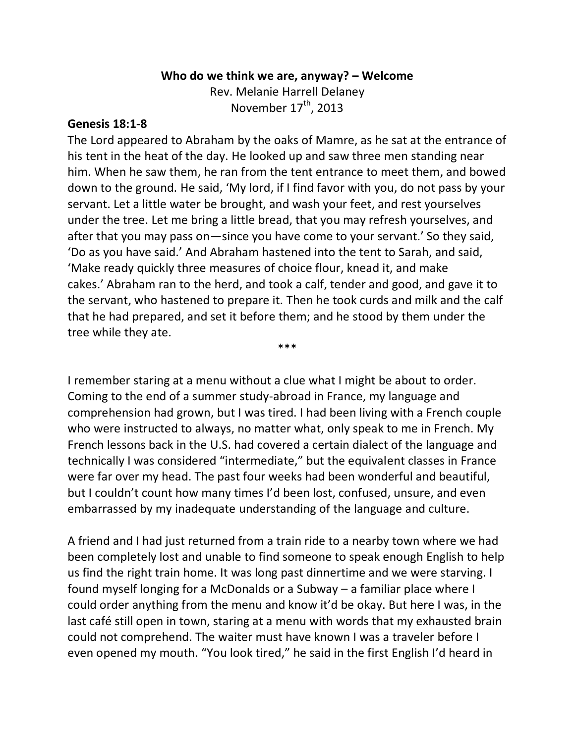# Who do we think we are, anyway? – Welcome

Rev. Melanie Harrell Delaney
November 17th, 2013

**Genesis 18:1-8**

The Lord appeared to Abraham by the oaks of Mamre, as he sat at the entrance of his tent in the heat of the day. He looked up and saw three men standing near him. When he saw them, he ran from the tent entrance to meet them, and bowed down to the ground. He said, 'My lord, if I find favor with you, do not pass by your servant. Let a little water be brought, and wash your feet, and rest yourselves under the tree. Let me bring a little bread, that you may refresh yourselves, and after that you may pass on—since you have come to your servant.' So they said, 'Do as you have said.' And Abraham hastened into the tent to Sarah, and said, 'Make ready quickly three measures of choice flour, knead it, and make cakes.' Abraham ran to the herd, and took a calf, tender and good, and gave it to the servant, who hastened to prepare it. Then he took curds and milk and the calf that he had prepared, and set it before them; and he stood by them under the tree while they ate.

***

I remember staring at a menu without a clue what I might be about to order. Coming to the end of a summer study-abroad in France, my language and comprehension had grown, but I was tired. I had been living with a French couple who were instructed to always, no matter what, only speak to me in French. My French lessons back in the U.S. had covered a certain dialect of the language and technically I was considered "intermediate," but the equivalent classes in France were far over my head. The past four weeks had been wonderful and beautiful, but I couldn't count how many times I'd been lost, confused, unsure, and even embarrassed by my inadequate understanding of the language and culture.

A friend and I had just returned from a train ride to a nearby town where we had been completely lost and unable to find someone to speak enough English to help us find the right train home. It was long past dinnertime and we were starving. I found myself longing for a McDonalds or a Subway – a familiar place where I could order anything from the menu and know it'd be okay. But here I was, in the last café still open in town, staring at a menu with words that my exhausted brain could not comprehend. The waiter must have known I was a traveler before I even opened my mouth. "You look tired," he said in the first English I'd heard in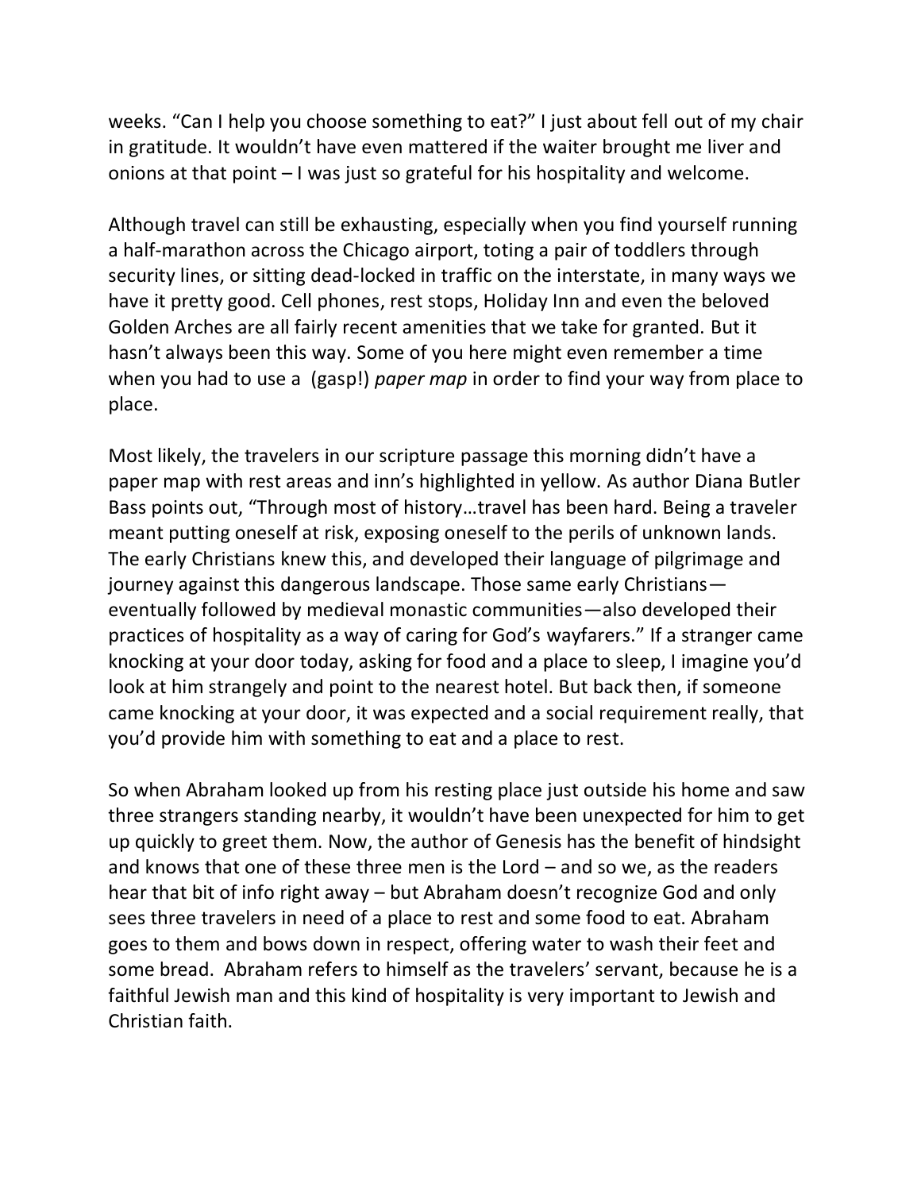weeks. "Can I help you choose something to eat?" I just about fell out of my chair in gratitude. It wouldn't have even mattered if the waiter brought me liver and onions at that point – I was just so grateful for his hospitality and welcome.

Although travel can still be exhausting, especially when you find yourself running a half-marathon across the Chicago airport, toting a pair of toddlers through security lines, or sitting dead-locked in traffic on the interstate, in many ways we have it pretty good. Cell phones, rest stops, Holiday Inn and even the beloved Golden Arches are all fairly recent amenities that we take for granted. But it hasn't always been this way. Some of you here might even remember a time when you had to use a (gasp!) *paper map* in order to find your way from place to place.

Most likely, the travelers in our scripture passage this morning didn't have a paper map with rest areas and inn's highlighted in yellow. As author Diana Butler Bass points out, "Through most of history…travel has been hard. Being a traveler meant putting oneself at risk, exposing oneself to the perils of unknown lands. The early Christians knew this, and developed their language of pilgrimage and journey against this dangerous landscape. Those same early Christians—eventually followed by medieval monastic communities—also developed their practices of hospitality as a way of caring for God's wayfarers." If a stranger came knocking at your door today, asking for food and a place to sleep, I imagine you'd look at him strangely and point to the nearest hotel. But back then, if someone came knocking at your door, it was expected and a social requirement really, that you'd provide him with something to eat and a place to rest.

So when Abraham looked up from his resting place just outside his home and saw three strangers standing nearby, it wouldn't have been unexpected for him to get up quickly to greet them. Now, the author of Genesis has the benefit of hindsight and knows that one of these three men is the Lord – and so we, as the readers hear that bit of info right away – but Abraham doesn't recognize God and only sees three travelers in need of a place to rest and some food to eat. Abraham goes to them and bows down in respect, offering water to wash their feet and some bread. Abraham refers to himself as the travelers' servant, because he is a faithful Jewish man and this kind of hospitality is very important to Jewish and Christian faith.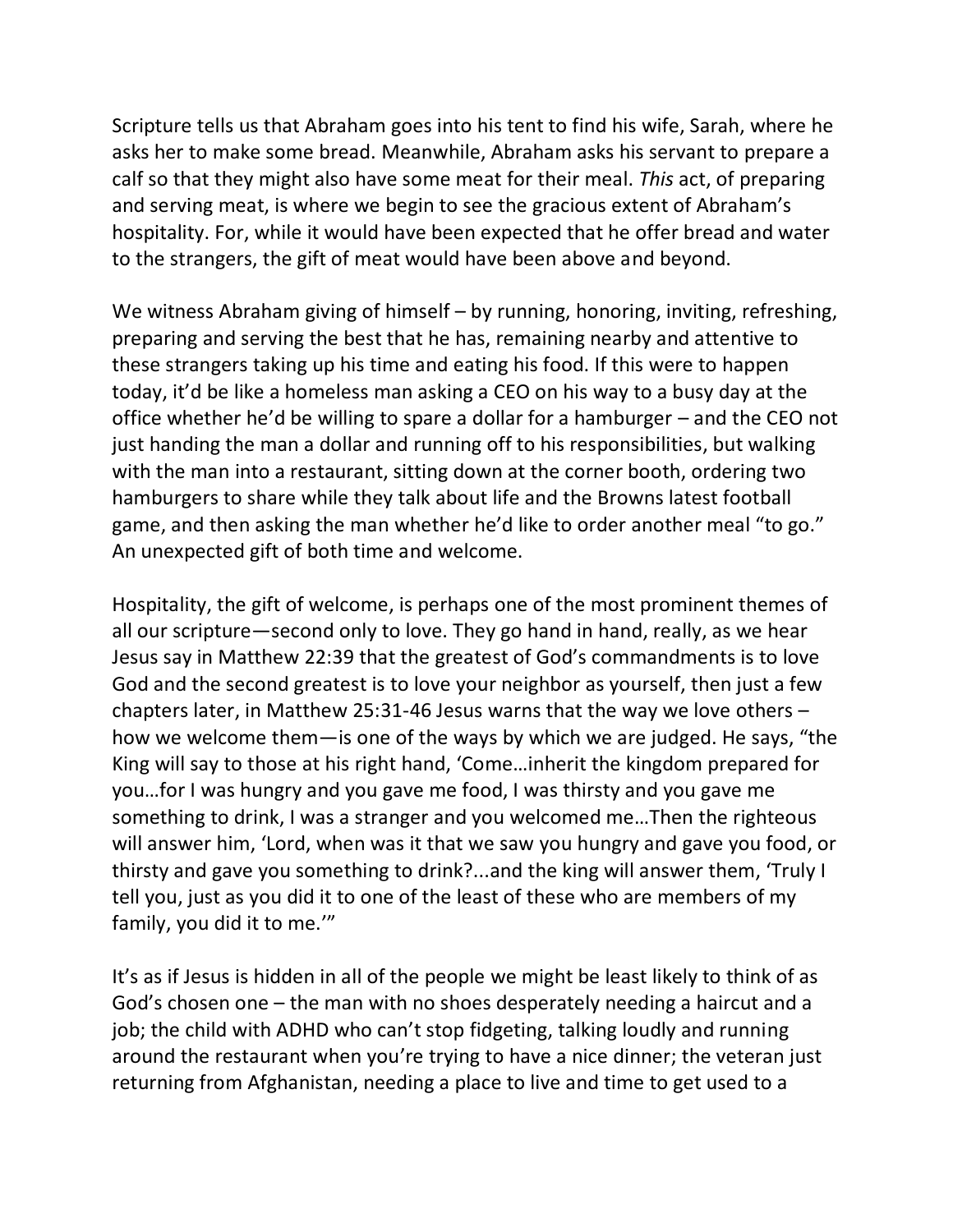Scripture tells us that Abraham goes into his tent to find his wife, Sarah, where he asks her to make some bread. Meanwhile, Abraham asks his servant to prepare a calf so that they might also have some meat for their meal. *This* act, of preparing and serving meat, is where we begin to see the gracious extent of Abraham's hospitality. For, while it would have been expected that he offer bread and water to the strangers, the gift of meat would have been above and beyond.

We witness Abraham giving of himself – by running, honoring, inviting, refreshing, preparing and serving the best that he has, remaining nearby and attentive to these strangers taking up his time and eating his food. If this were to happen today, it'd be like a homeless man asking a CEO on his way to a busy day at the office whether he'd be willing to spare a dollar for a hamburger – and the CEO not just handing the man a dollar and running off to his responsibilities, but walking with the man into a restaurant, sitting down at the corner booth, ordering two hamburgers to share while they talk about life and the Browns latest football game, and then asking the man whether he'd like to order another meal "to go." An unexpected gift of both time and welcome.

Hospitality, the gift of welcome, is perhaps one of the most prominent themes of all our scripture—second only to love. They go hand in hand, really, as we hear Jesus say in Matthew 22:39 that the greatest of God's commandments is to love God and the second greatest is to love your neighbor as yourself, then just a few chapters later, in Matthew 25:31-46 Jesus warns that the way we love others – how we welcome them—is one of the ways by which we are judged. He says, "the King will say to those at his right hand, 'Come…inherit the kingdom prepared for you…for I was hungry and you gave me food, I was thirsty and you gave me something to drink, I was a stranger and you welcomed me…Then the righteous will answer him, 'Lord, when was it that we saw you hungry and gave you food, or thirsty and gave you something to drink?...and the king will answer them, 'Truly I tell you, just as you did it to one of the least of these who are members of my family, you did it to me.'"

It's as if Jesus is hidden in all of the people we might be least likely to think of as God's chosen one – the man with no shoes desperately needing a haircut and a job; the child with ADHD who can't stop fidgeting, talking loudly and running around the restaurant when you're trying to have a nice dinner; the veteran just returning from Afghanistan, needing a place to live and time to get used to a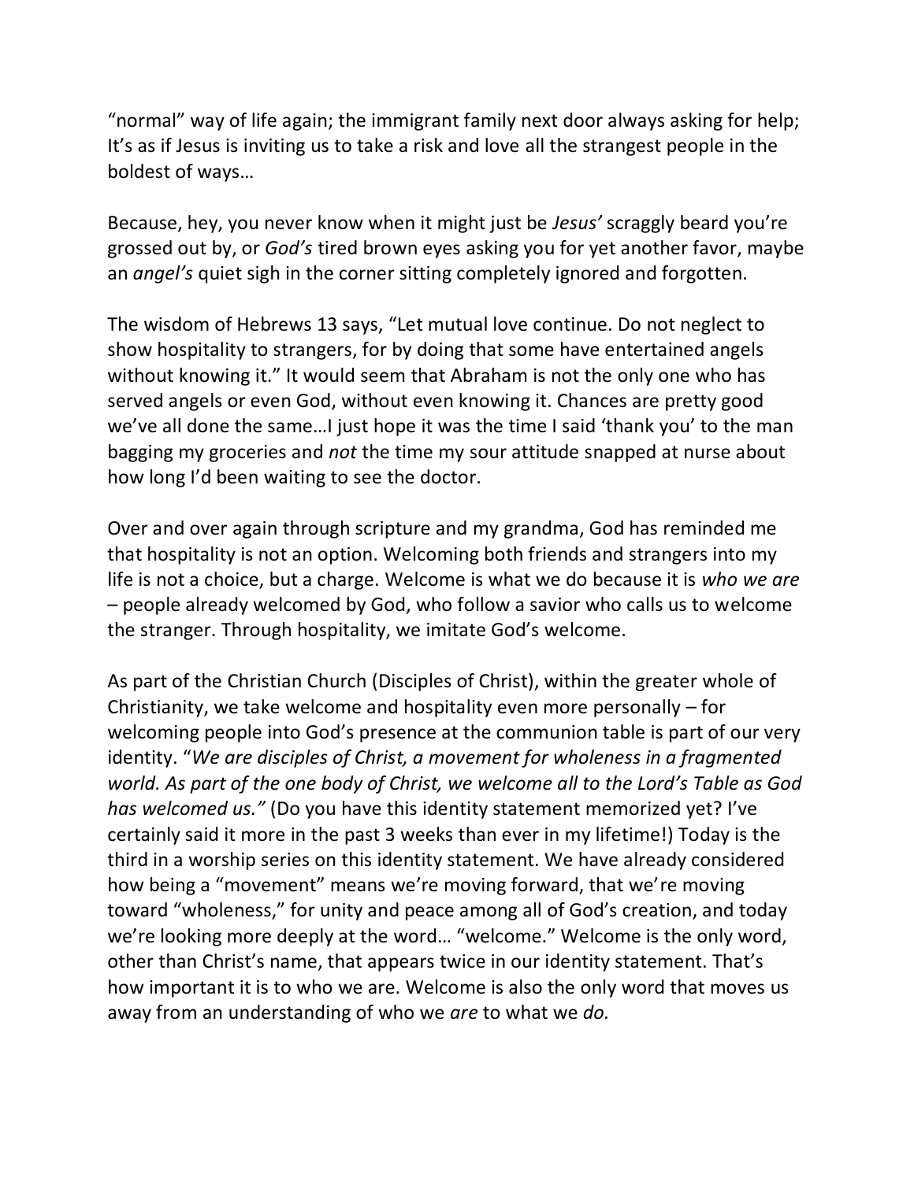"normal" way of life again; the immigrant family next door always asking for help; It's as if Jesus is inviting us to take a risk and love all the strangest people in the boldest of ways…

Because, hey, you never know when it might just be *Jesus'* scraggly beard you're grossed out by, or *God's* tired brown eyes asking you for yet another favor, maybe an *angel's* quiet sigh in the corner sitting completely ignored and forgotten.

The wisdom of Hebrews 13 says, "Let mutual love continue. Do not neglect to show hospitality to strangers, for by doing that some have entertained angels without knowing it." It would seem that Abraham is not the only one who has served angels or even God, without even knowing it. Chances are pretty good we've all done the same…I just hope it was the time I said 'thank you' to the man bagging my groceries and *not* the time my sour attitude snapped at nurse about how long I'd been waiting to see the doctor.

Over and over again through scripture and my grandma, God has reminded me that hospitality is not an option. Welcoming both friends and strangers into my life is not a choice, but a charge. Welcome is what we do because it is *who we are* – people already welcomed by God, who follow a savior who calls us to welcome the stranger. Through hospitality, we imitate God's welcome.

As part of the Christian Church (Disciples of Christ), within the greater whole of Christianity, we take welcome and hospitality even more personally – for welcoming people into God's presence at the communion table is part of our very identity. "*We are disciples of Christ, a movement for wholeness in a fragmented world. As part of the one body of Christ, we welcome all to the Lord's Table as God has welcomed us."* (Do you have this identity statement memorized yet? I've certainly said it more in the past 3 weeks than ever in my lifetime!) Today is the third in a worship series on this identity statement. We have already considered how being a "movement" means we're moving forward, that we're moving toward "wholeness," for unity and peace among all of God's creation, and today we're looking more deeply at the word… "welcome." Welcome is the only word, other than Christ's name, that appears twice in our identity statement. That's how important it is to who we are. Welcome is also the only word that moves us away from an understanding of who we *are* to what we *do.*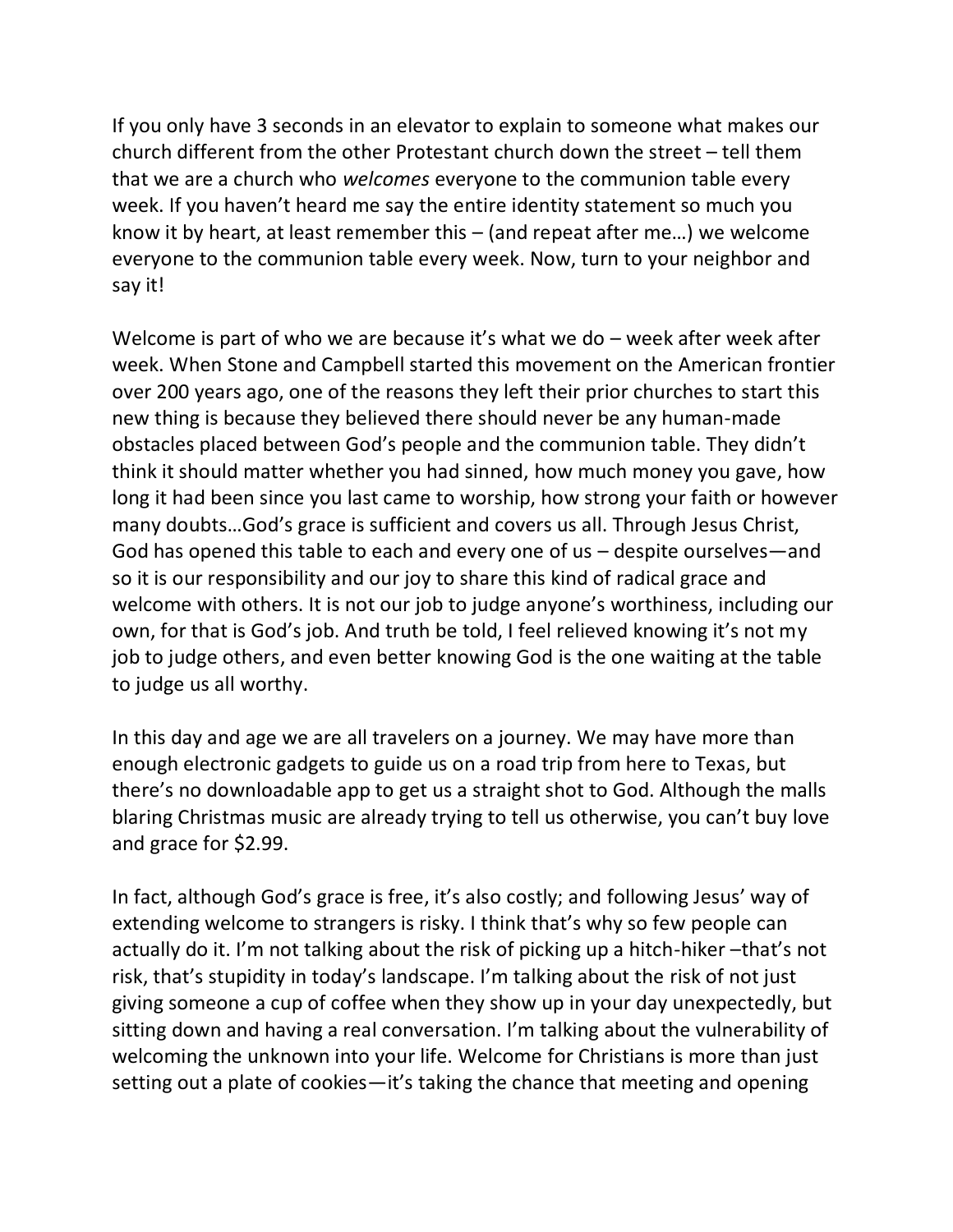If you only have 3 seconds in an elevator to explain to someone what makes our church different from the other Protestant church down the street – tell them that we are a church who *welcomes* everyone to the communion table every week. If you haven't heard me say the entire identity statement so much you know it by heart, at least remember this – (and repeat after me…) we welcome everyone to the communion table every week. Now, turn to your neighbor and say it!

Welcome is part of who we are because it's what we do – week after week after week. When Stone and Campbell started this movement on the American frontier over 200 years ago, one of the reasons they left their prior churches to start this new thing is because they believed there should never be any human-made obstacles placed between God's people and the communion table. They didn't think it should matter whether you had sinned, how much money you gave, how long it had been since you last came to worship, how strong your faith or however many doubts…God's grace is sufficient and covers us all. Through Jesus Christ, God has opened this table to each and every one of us – despite ourselves—and so it is our responsibility and our joy to share this kind of radical grace and welcome with others. It is not our job to judge anyone's worthiness, including our own, for that is God's job. And truth be told, I feel relieved knowing it's not my job to judge others, and even better knowing God is the one waiting at the table to judge us all worthy.

In this day and age we are all travelers on a journey. We may have more than enough electronic gadgets to guide us on a road trip from here to Texas, but there's no downloadable app to get us a straight shot to God. Although the malls blaring Christmas music are already trying to tell us otherwise, you can't buy love and grace for $2.99.

In fact, although God's grace is free, it's also costly; and following Jesus' way of extending welcome to strangers is risky. I think that's why so few people can actually do it. I'm not talking about the risk of picking up a hitch-hiker –that's not risk, that's stupidity in today's landscape. I'm talking about the risk of not just giving someone a cup of coffee when they show up in your day unexpectedly, but sitting down and having a real conversation. I'm talking about the vulnerability of welcoming the unknown into your life. Welcome for Christians is more than just setting out a plate of cookies—it's taking the chance that meeting and opening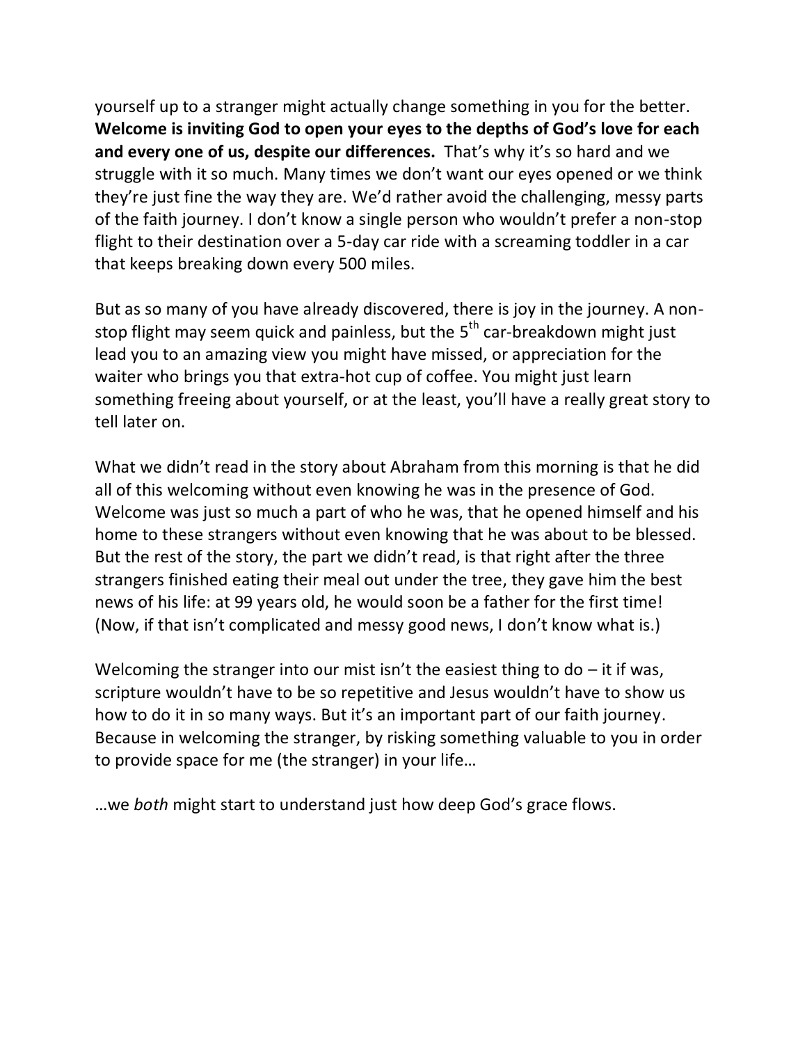yourself up to a stranger might actually change something in you for the better. **Welcome is inviting God to open your eyes to the depths of God's love for each and every one of us, despite our differences.** That's why it's so hard and we struggle with it so much. Many times we don't want our eyes opened or we think they're just fine the way they are. We'd rather avoid the challenging, messy parts of the faith journey. I don't know a single person who wouldn't prefer a non-stop flight to their destination over a 5-day car ride with a screaming toddler in a car that keeps breaking down every 500 miles.

But as so many of you have already discovered, there is joy in the journey. A non-stop flight may seem quick and painless, but the 5th car-breakdown might just lead you to an amazing view you might have missed, or appreciation for the waiter who brings you that extra-hot cup of coffee. You might just learn something freeing about yourself, or at the least, you'll have a really great story to tell later on.

What we didn't read in the story about Abraham from this morning is that he did all of this welcoming without even knowing he was in the presence of God. Welcome was just so much a part of who he was, that he opened himself and his home to these strangers without even knowing that he was about to be blessed. But the rest of the story, the part we didn't read, is that right after the three strangers finished eating their meal out under the tree, they gave him the best news of his life: at 99 years old, he would soon be a father for the first time! (Now, if that isn't complicated and messy good news, I don't know what is.)

Welcoming the stranger into our mist isn't the easiest thing to do – it if was, scripture wouldn't have to be so repetitive and Jesus wouldn't have to show us how to do it in so many ways. But it's an important part of our faith journey. Because in welcoming the stranger, by risking something valuable to you in order to provide space for me (the stranger) in your life…

…we *both* might start to understand just how deep God's grace flows.